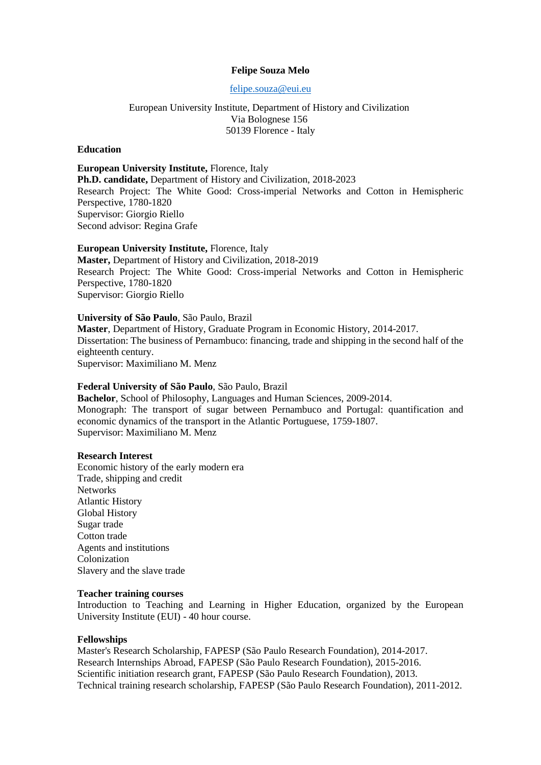# Felipe Souza Melo

felipe.souza@eui.eu

European University Institute, Department of History and Civilization
Via Bolognese 156
50139 Florence - Italy

## Education

**European University Institute,** Florence, Italy
**Ph.D. candidate,** Department of History and Civilization, 2018-2023
Research Project: The White Good: Cross-imperial Networks and Cotton in Hemispheric Perspective, 1780-1820
Supervisor: Giorgio Riello
Second advisor: Regina Grafe

**European University Institute,** Florence, Italy
**Master,** Department of History and Civilization, 2018-2019
Research Project: The White Good: Cross-imperial Networks and Cotton in Hemispheric Perspective, 1780-1820
Supervisor: Giorgio Riello

**University of São Paulo**, São Paulo, Brazil
**Master**, Department of History, Graduate Program in Economic History, 2014-2017.
Dissertation: The business of Pernambuco: financing, trade and shipping in the second half of the eighteenth century.
Supervisor: Maximiliano M. Menz

**Federal University of São Paulo**, São Paulo, Brazil
**Bachelor**, School of Philosophy, Languages and Human Sciences, 2009-2014.
Monograph: The transport of sugar between Pernambuco and Portugal: quantification and economic dynamics of the transport in the Atlantic Portuguese, 1759-1807.
Supervisor: Maximiliano M. Menz

## Research Interest

Economic history of the early modern era
Trade, shipping and credit
Networks
Atlantic History
Global History
Sugar trade
Cotton trade
Agents and institutions
Colonization
Slavery and the slave trade

## Teacher training courses

Introduction to Teaching and Learning in Higher Education, organized by the European University Institute (EUI) - 40 hour course.

## Fellowships

Master's Research Scholarship, FAPESP (São Paulo Research Foundation), 2014-2017.
Research Internships Abroad, FAPESP (São Paulo Research Foundation), 2015-2016.
Scientific initiation research grant, FAPESP (São Paulo Research Foundation), 2013.
Technical training research scholarship, FAPESP (São Paulo Research Foundation), 2011-2012.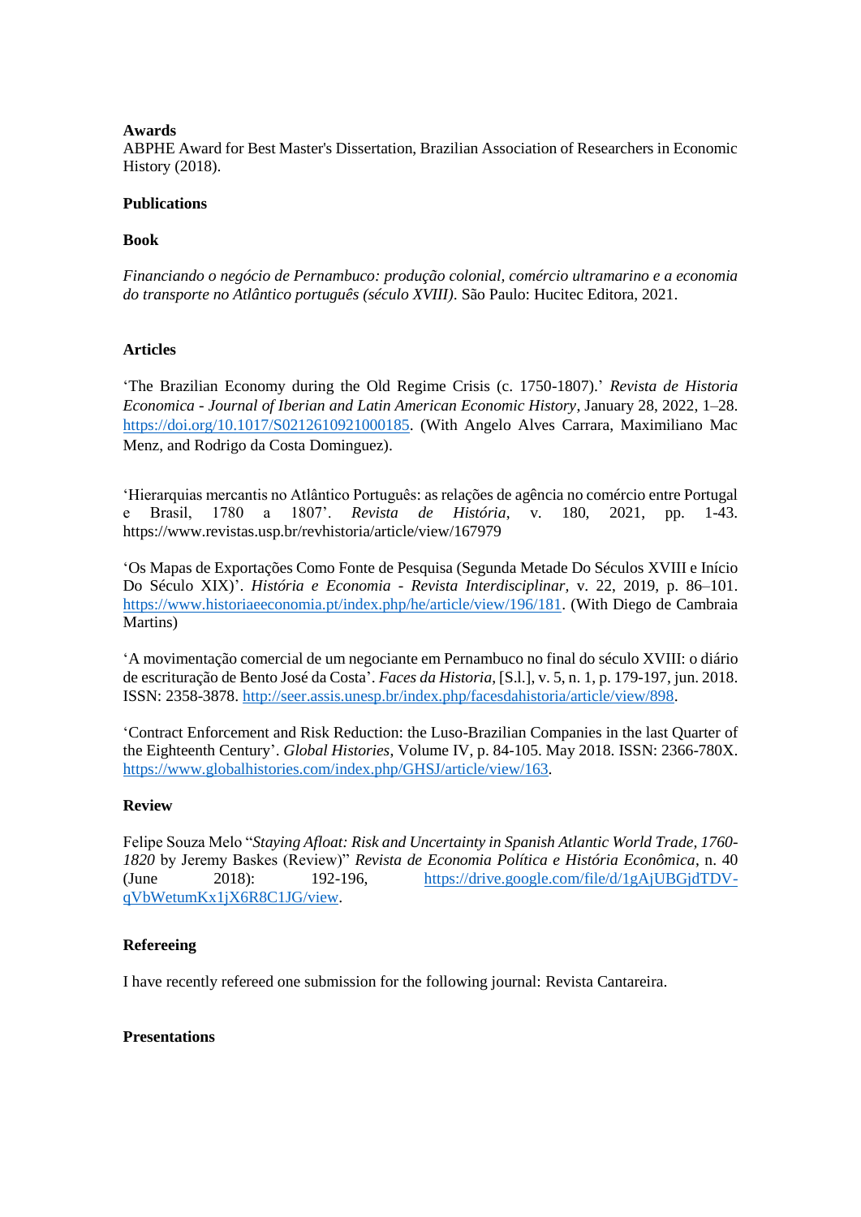**Awards**

ABPHE Award for Best Master's Dissertation, Brazilian Association of Researchers in Economic History (2018).

**Publications**

**Book**

*Financiando o negócio de Pernambuco: produção colonial, comércio ultramarino e a economia do transporte no Atlântico português (século XVIII)*. São Paulo: Hucitec Editora, 2021.

**Articles**

'The Brazilian Economy during the Old Regime Crisis (c. 1750-1807).' *Revista de Historia Economica - Journal of Iberian and Latin American Economic History*, January 28, 2022, 1–28. https://doi.org/10.1017/S0212610921000185. (With Angelo Alves Carrara, Maximiliano Mac Menz, and Rodrigo da Costa Dominguez).

'Hierarquias mercantis no Atlântico Português: as relações de agência no comércio entre Portugal e Brasil, 1780 a 1807'. *Revista de História*, v. 180, 2021, pp. 1-43. https://www.revistas.usp.br/revhistoria/article/view/167979

'Os Mapas de Exportações Como Fonte de Pesquisa (Segunda Metade Do Séculos XVIII e Início Do Século XIX)'. *História e Economia - Revista Interdisciplinar*, v. 22, 2019, p. 86–101. https://www.historiaeeconomia.pt/index.php/he/article/view/196/181. (With Diego de Cambraia Martins)

'A movimentação comercial de um negociante em Pernambuco no final do século XVIII: o diário de escrituração de Bento José da Costa'. *Faces da Historia*, [S.l.], v. 5, n. 1, p. 179-197, jun. 2018. ISSN: 2358-3878. http://seer.assis.unesp.br/index.php/facesdahistoria/article/view/898.

'Contract Enforcement and Risk Reduction: the Luso-Brazilian Companies in the last Quarter of the Eighteenth Century'. *Global Histories*, Volume IV, p. 84-105. May 2018. ISSN: 2366-780X. https://www.globalhistories.com/index.php/GHSJ/article/view/163.

**Review**

Felipe Souza Melo "*Staying Afloat: Risk and Uncertainty in Spanish Atlantic World Trade, 1760-1820* by Jeremy Baskes (Review)" *Revista de Economia Política e História Econômica*, n. 40 (June 2018): 192-196, https://drive.google.com/file/d/1gAjUBGjdTDV-qVbWetumKx1jX6R8C1JG/view.

**Refereeing**

I have recently refereed one submission for the following journal: Revista Cantareira.

**Presentations**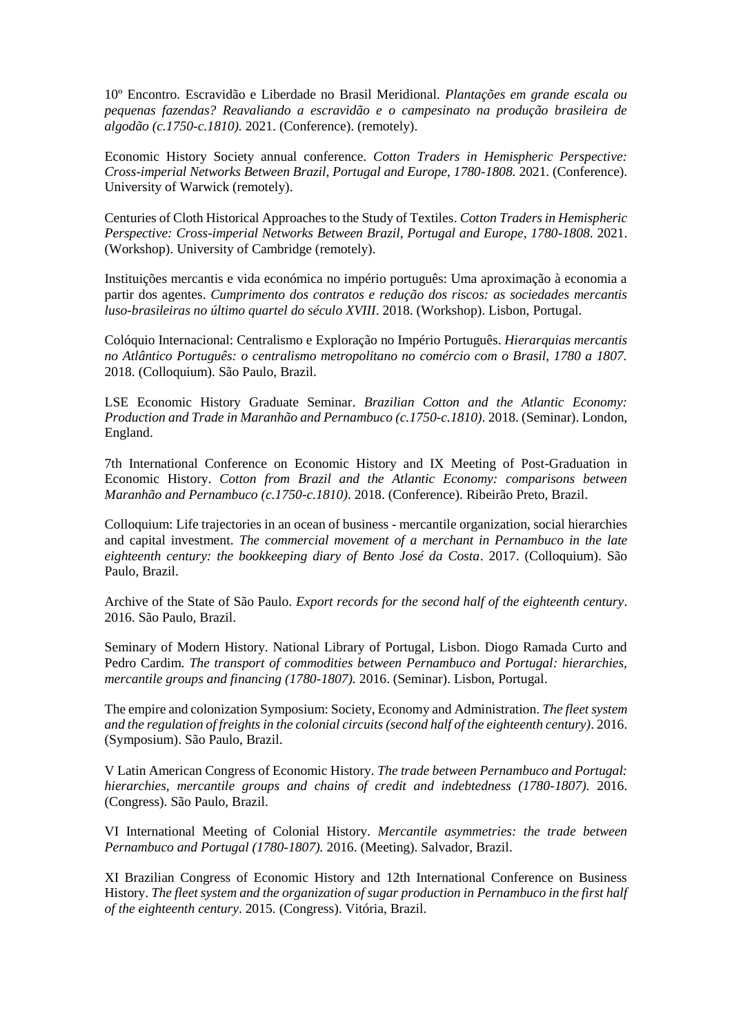10º Encontro. Escravidão e Liberdade no Brasil Meridional. *Plantações em grande escala ou pequenas fazendas? Reavaliando a escravidão e o campesinato na produção brasileira de algodão (c.1750-c.1810)*. 2021. (Conference). (remotely).

Economic History Society annual conference. *Cotton Traders in Hemispheric Perspective: Cross-imperial Networks Between Brazil, Portugal and Europe, 1780-1808*. 2021. (Conference). University of Warwick (remotely).

Centuries of Cloth Historical Approaches to the Study of Textiles. *Cotton Traders in Hemispheric Perspective: Cross-imperial Networks Between Brazil, Portugal and Europe, 1780-1808*. 2021. (Workshop). University of Cambridge (remotely).

Instituições mercantis e vida económica no império português: Uma aproximação à economia a partir dos agentes. *Cumprimento dos contratos e redução dos riscos: as sociedades mercantis luso-brasileiras no último quartel do século XVIII*. 2018. (Workshop). Lisbon, Portugal.

Colóquio Internacional: Centralismo e Exploração no Império Português. *Hierarquias mercantis no Atlântico Português: o centralismo metropolitano no comércio com o Brasil, 1780 a 1807*. 2018. (Colloquium). São Paulo, Brazil.

LSE Economic History Graduate Seminar. *Brazilian Cotton and the Atlantic Economy: Production and Trade in Maranhão and Pernambuco (c.1750-c.1810)*. 2018. (Seminar). London, England.

7th International Conference on Economic History and IX Meeting of Post-Graduation in Economic History. *Cotton from Brazil and the Atlantic Economy: comparisons between Maranhão and Pernambuco (c.1750-c.1810)*. 2018. (Conference). Ribeirão Preto, Brazil.

Colloquium: Life trajectories in an ocean of business - mercantile organization, social hierarchies and capital investment. *The commercial movement of a merchant in Pernambuco in the late eighteenth century: the bookkeeping diary of Bento José da Costa*. 2017. (Colloquium). São Paulo, Brazil.

Archive of the State of São Paulo. *Export records for the second half of the eighteenth century*. 2016. São Paulo, Brazil.

Seminary of Modern History. National Library of Portugal, Lisbon. Diogo Ramada Curto and Pedro Cardim. *The transport of commodities between Pernambuco and Portugal: hierarchies, mercantile groups and financing (1780-1807)*. 2016. (Seminar). Lisbon, Portugal.

The empire and colonization Symposium: Society, Economy and Administration. *The fleet system and the regulation of freights in the colonial circuits (second half of the eighteenth century)*. 2016. (Symposium). São Paulo, Brazil.

V Latin American Congress of Economic History. *The trade between Pernambuco and Portugal: hierarchies, mercantile groups and chains of credit and indebtedness (1780-1807)*. 2016. (Congress). São Paulo, Brazil.

VI International Meeting of Colonial History. *Mercantile asymmetries: the trade between Pernambuco and Portugal (1780-1807)*. 2016. (Meeting). Salvador, Brazil.

XI Brazilian Congress of Economic History and 12th International Conference on Business History. *The fleet system and the organization of sugar production in Pernambuco in the first half of the eighteenth century*. 2015. (Congress). Vitória, Brazil.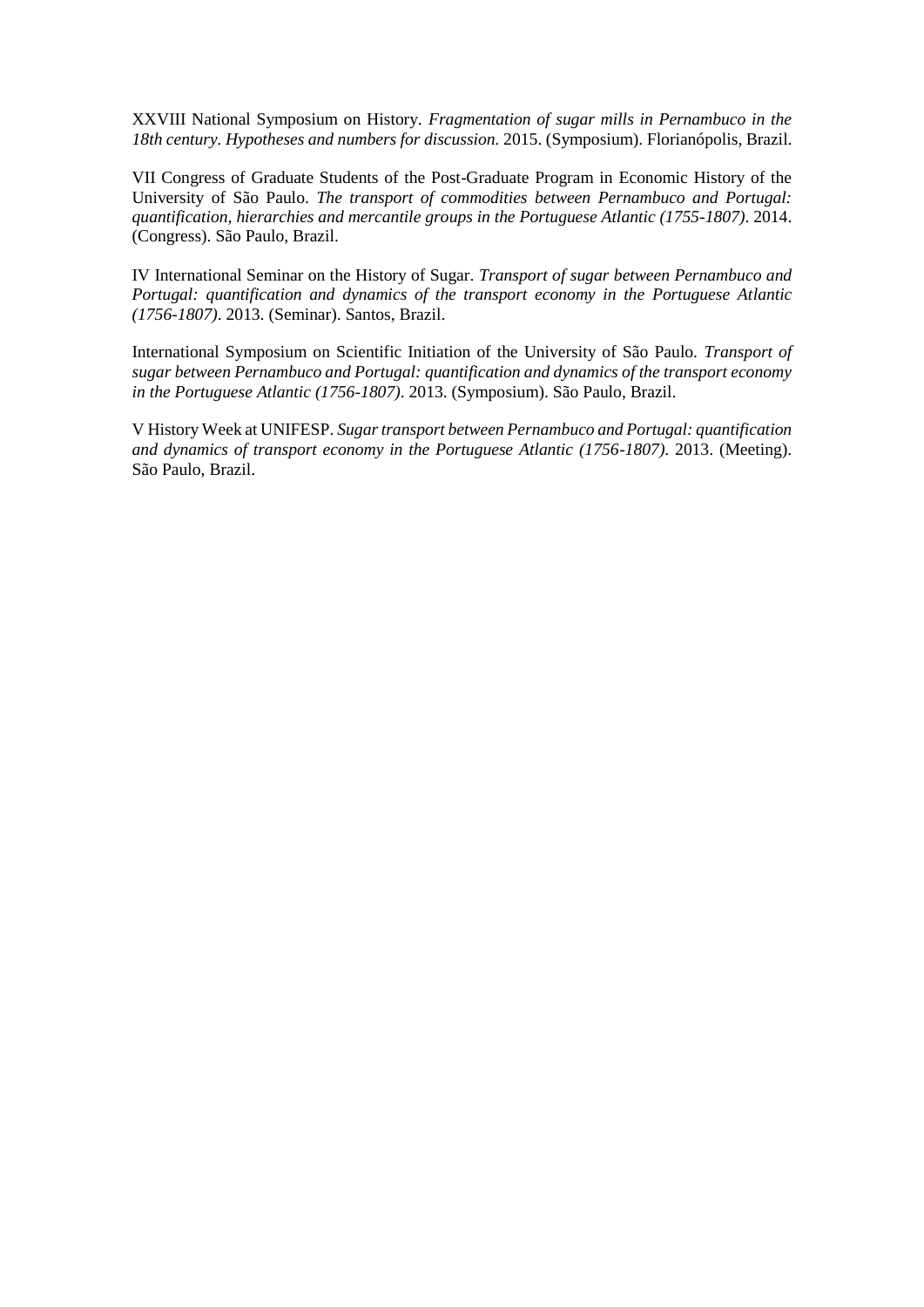XXVIII National Symposium on History. *Fragmentation of sugar mills in Pernambuco in the 18th century. Hypotheses and numbers for discussion*. 2015. (Symposium). Florianópolis, Brazil.

VII Congress of Graduate Students of the Post-Graduate Program in Economic History of the University of São Paulo. *The transport of commodities between Pernambuco and Portugal: quantification, hierarchies and mercantile groups in the Portuguese Atlantic (1755-1807)*. 2014. (Congress). São Paulo, Brazil.

IV International Seminar on the History of Sugar. *Transport of sugar between Pernambuco and Portugal: quantification and dynamics of the transport economy in the Portuguese Atlantic (1756-1807)*. 2013. (Seminar). Santos, Brazil.

International Symposium on Scientific Initiation of the University of São Paulo. *Transport of sugar between Pernambuco and Portugal: quantification and dynamics of the transport economy in the Portuguese Atlantic (1756-1807)*. 2013. (Symposium). São Paulo, Brazil.

V History Week at UNIFESP. *Sugar transport between Pernambuco and Portugal: quantification and dynamics of transport economy in the Portuguese Atlantic (1756-1807)*. 2013. (Meeting). São Paulo, Brazil.